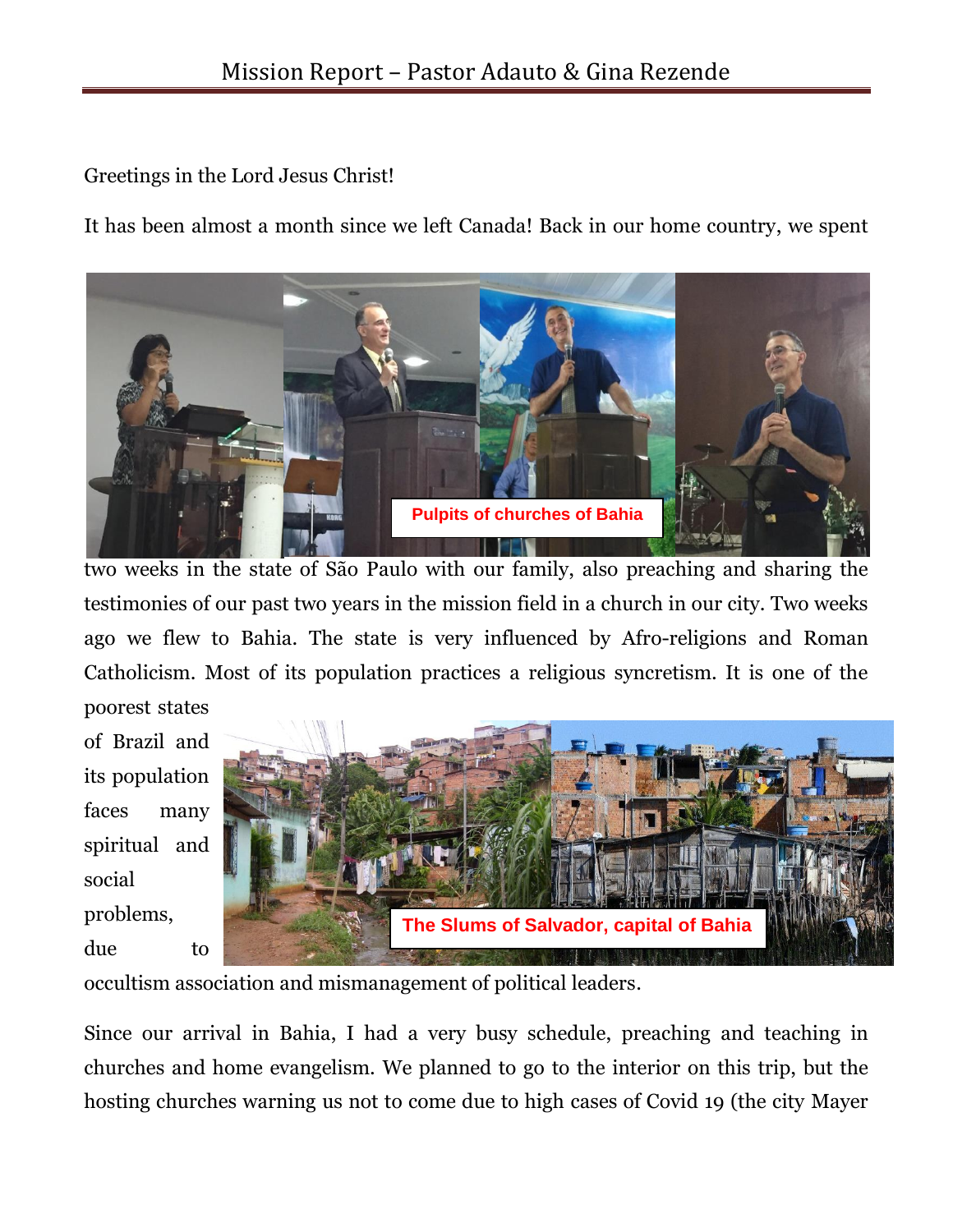# Mission Report – Pastor Adauto & Gina Rezende

Greetings in the Lord Jesus Christ!

It has been almost a month since we left Canada! Back in our home country, we spent two weeks in the state of São Paulo with our family, also preaching and sharing the testimonies of our past two years in the mission field in a church in our city. Two weeks ago we flew to Bahia. The state is very influenced by Afro-religions and Roman Catholicism. Most of its population practices a religious syncretism. It is one of the poorest states of Brazil and its population faces many spiritual and social problems, due to occultism association and mismanagement of political leaders.

Pulpits of churches of Bahia

The Slums of Salvador, capital of Bahia

Since our arrival in Bahia, I had a very busy schedule, preaching and teaching in churches and home evangelism. We planned to go to the interior on this trip, but the hosting churches warning us not to come due to high cases of Covid 19 (the city Mayer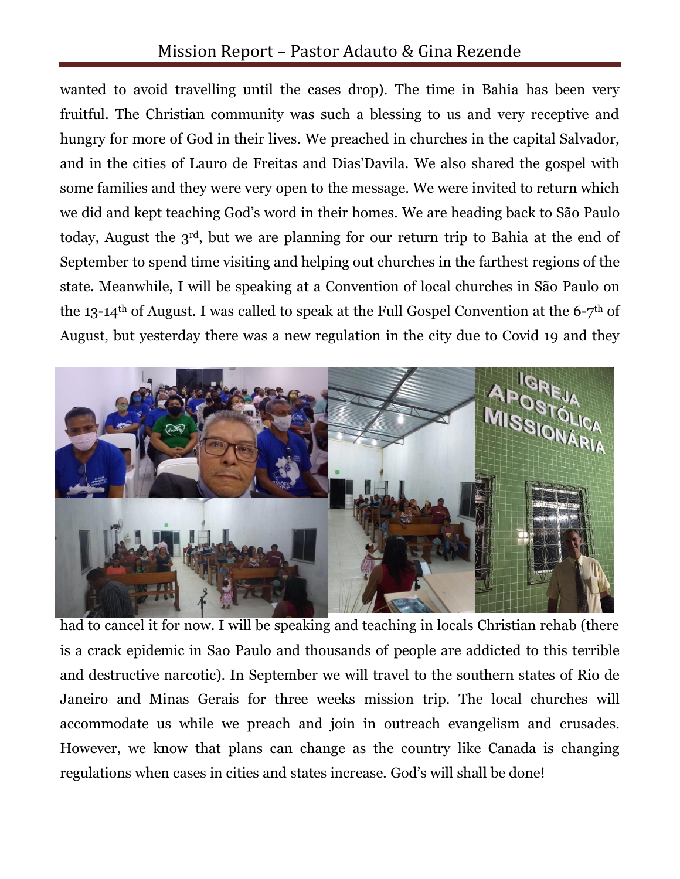wanted to avoid travelling until the cases drop). The time in Bahia has been very fruitful. The Christian community was such a blessing to us and very receptive and hungry for more of God in their lives. We preached in churches in the capital Salvador, and in the cities of Lauro de Freitas and Dias'Davila. We also shared the gospel with some families and they were very open to the message. We were invited to return which we did and kept teaching God's word in their homes. We are heading back to São Paulo today, August the 3rd, but we are planning for our return trip to Bahia at the end of September to spend time visiting and helping out churches in the farthest regions of the state. Meanwhile, I will be speaking at a Convention of local churches in São Paulo on the 13-14th of August. I was called to speak at the Full Gospel Convention at the 6-7th of August, but yesterday there was a new regulation in the city due to Covid 19 and they had to cancel it for now. I will be speaking and teaching in locals Christian rehab (there is a crack epidemic in Sao Paulo and thousands of people are addicted to this terrible and destructive narcotic). In September we will travel to the southern states of Rio de Janeiro and Minas Gerais for three weeks mission trip. The local churches will accommodate us while we preach and join in outreach evangelism and crusades. However, we know that plans can change as the country like Canada is changing regulations when cases in cities and states increase. God's will shall be done!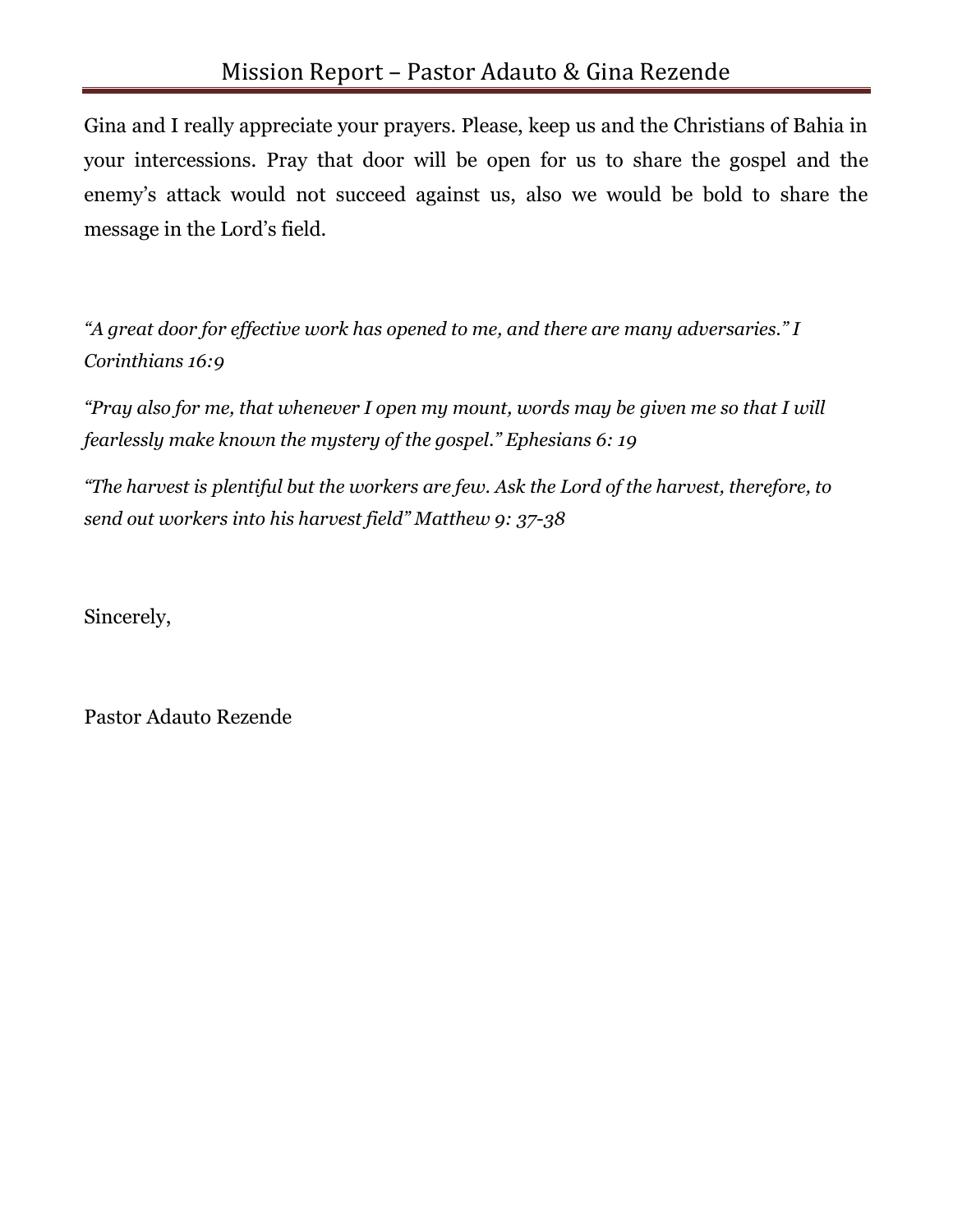Gina and I really appreciate your prayers. Please, keep us and the Christians of Bahia in your intercessions. Pray that door will be open for us to share the gospel and the enemy's attack would not succeed against us, also we would be bold to share the message in the Lord's field.

*"A great door for effective work has opened to me, and there are many adversaries." I Corinthians 16:9*

*"Pray also for me, that whenever I open my mount, words may be given me so that I will fearlessly make known the mystery of the gospel." Ephesians 6: 19*

*"The harvest is plentiful but the workers are few. Ask the Lord of the harvest, therefore, to send out workers into his harvest field" Matthew 9: 37-38*

Sincerely,

Pastor Adauto Rezende